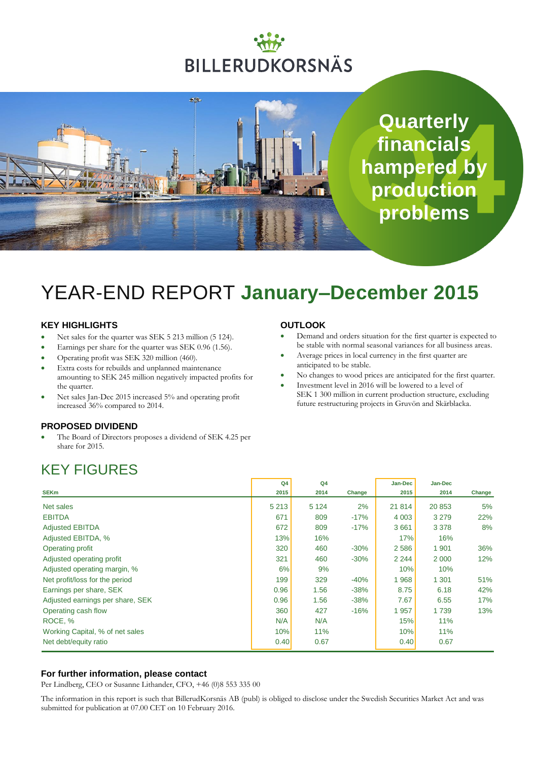BILLERUDKORSNÄS

Quarterly financials hampered by production problems

# YEAR-END REPORT **January–December 2015**

### KEY HIGHLIGHTS

- Net sales for the quarter was SEK 5 213 million (5 124).
- Earnings per share for the quarter was SEK 0.96 (1.56).
- Operating profit was SEK 320 million (460).
- Extra costs for rebuilds and unplanned maintenance amounting to SEK 245 million negatively impacted profits for the quarter.
- Net sales Jan-Dec 2015 increased 5% and operating profit increased 36% compared to 2014.

### PROPOSED DIVIDEND

- The Board of Directors proposes a dividend of SEK 4.25 per share for 2015.

### OUTLOOK

- Demand and orders situation for the first quarter is expected to be stable with normal seasonal variances for all business areas.
- Average prices in local currency in the first quarter are anticipated to be stable.
- No changes to wood prices are anticipated for the first quarter.
- Investment level in 2016 will be lowered to a level of SEK 1 300 million in current production structure, excluding future restructuring projects in Gruvön and Skärblacka.

## KEY FIGURES

| SEKm | Q4 2015 | Q4 2014 | Change | Jan-Dec 2015 | Jan-Dec 2014 | Change |
|---|---|---|---|---|---|---|
| Net sales | 5 213 | 5 124 | 2% | 21 814 | 20 853 | 5% |
| EBITDA | 671 | 809 | -17% | 4 003 | 3 279 | 22% |
| Adjusted EBITDA | 672 | 809 | -17% | 3 661 | 3 378 | 8% |
| Adjusted EBITDA, % | 13% | 16% | | 17% | 16% | |
| Operating profit | 320 | 460 | -30% | 2 586 | 1 901 | 36% |
| Adjusted operating profit | 321 | 460 | -30% | 2 244 | 2 000 | 12% |
| Adjusted operating margin, % | 6% | 9% | | 10% | 10% | |
| Net profit/loss for the period | 199 | 329 | -40% | 1 968 | 1 301 | 51% |
| Earnings per share, SEK | 0.96 | 1.56 | -38% | 8.75 | 6.18 | 42% |
| Adjusted earnings per share, SEK | 0.96 | 1.56 | -38% | 7.67 | 6.55 | 17% |
| Operating cash flow | 360 | 427 | -16% | 1 957 | 1 739 | 13% |
| ROCE, % | N/A | N/A | | 15% | 11% | |
| Working Capital, % of net sales | 10% | 11% | | 10% | 11% | |
| Net debt/equity ratio | 0.40 | 0.67 | | 0.40 | 0.67 | |

### For further information, please contact

Per Lindberg, CEO or Susanne Lithander, CFO, +46 (0)8 553 335 00

The information in this report is such that BillerudKorsnäs AB (publ) is obliged to disclose under the Swedish Securities Market Act and was submitted for publication at 07.00 CET on 10 February 2016.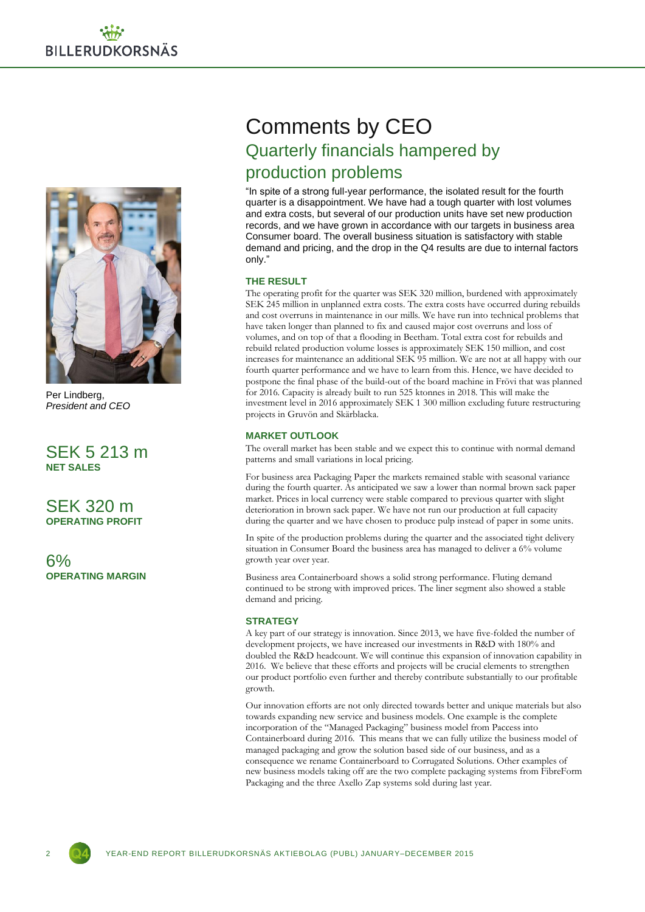# Comments by CEO

## Quarterly financials hampered by production problems

"In spite of a strong full-year performance, the isolated result for the fourth quarter is a disappointment. We have had a tough quarter with lost volumes and extra costs, but several of our production units have set new production records, and we have grown in accordance with our targets in business area Consumer board. The overall business situation is satisfactory with stable demand and pricing, and the drop in the Q4 results are due to internal factors only."

Per Lindberg,
*President and CEO*

SEK 5 213 m
**NET SALES**

SEK 320 m
**OPERATING PROFIT**

6%
**OPERATING MARGIN**

### THE RESULT

The operating profit for the quarter was SEK 320 million, burdened with approximately SEK 245 million in unplanned extra costs. The extra costs have occurred during rebuilds and cost overruns in maintenance in our mills. We have run into technical problems that have taken longer than planned to fix and caused major cost overruns and loss of volumes, and on top of that a flooding in Beetham. Total extra cost for rebuilds and rebuild related production volume losses is approximately SEK 150 million, and cost increases for maintenance an additional SEK 95 million. We are not at all happy with our fourth quarter performance and we have to learn from this. Hence, we have decided to postpone the final phase of the build-out of the board machine in Frövi that was planned for 2016. Capacity is already built to run 525 ktonnes in 2018. This will make the investment level in 2016 approximately SEK 1 300 million excluding future restructuring projects in Gruvön and Skärblacka.

### MARKET OUTLOOK

The overall market has been stable and we expect this to continue with normal demand patterns and small variations in local pricing.

For business area Packaging Paper the markets remained stable with seasonal variance during the fourth quarter. As anticipated we saw a lower than normal brown sack paper market. Prices in local currency were stable compared to previous quarter with slight deterioration in brown sack paper. We have not run our production at full capacity during the quarter and we have chosen to produce pulp instead of paper in some units.

In spite of the production problems during the quarter and the associated tight delivery situation in Consumer Board the business area has managed to deliver a 6% volume growth year over year.

Business area Containerboard shows a solid strong performance. Fluting demand continued to be strong with improved prices. The liner segment also showed a stable demand and pricing.

### STRATEGY

A key part of our strategy is innovation. Since 2013, we have five-folded the number of development projects, we have increased our investments in R&D with 180% and doubled the R&D headcount. We will continue this expansion of innovation capability in 2016. We believe that these efforts and projects will be crucial elements to strengthen our product portfolio even further and thereby contribute substantially to our profitable growth.

Our innovation efforts are not only directed towards better and unique materials but also towards expanding new service and business models. One example is the complete incorporation of the "Managed Packaging" business model from Paccess into Containerboard during 2016. This means that we can fully utilize the business model of managed packaging and grow the solution based side of our business, and as a consequence we rename Containerboard to Corrugated Solutions. Other examples of new business models taking off are the two complete packaging systems from FibreForm Packaging and the three Axello Zap systems sold during last year.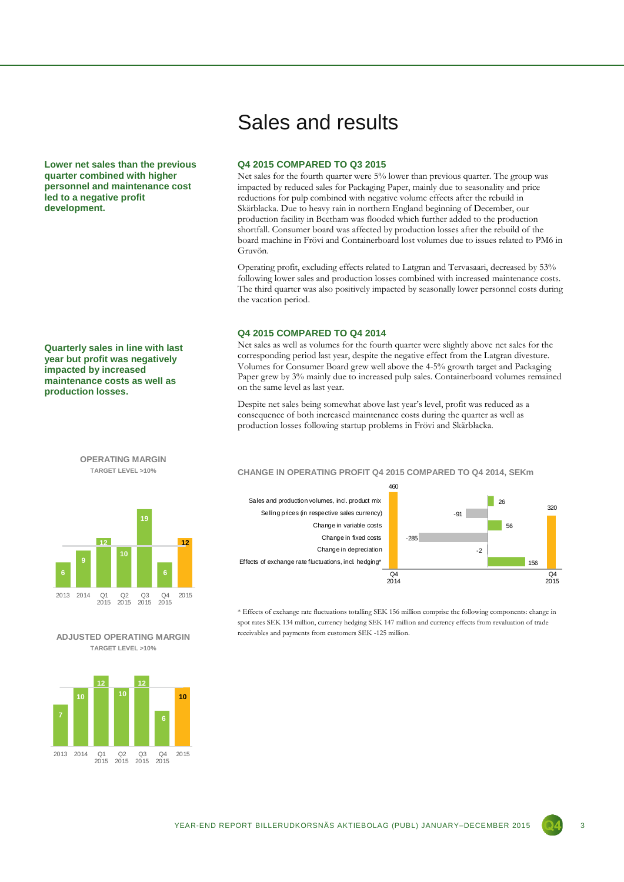# Sales and results

**Lower net sales than the previous quarter combined with higher personnel and maintenance cost led to a negative profit development.**

### Q4 2015 COMPARED TO Q3 2015

Net sales for the fourth quarter were 5% lower than previous quarter. The group was impacted by reduced sales for Packaging Paper, mainly due to seasonality and price reductions for pulp combined with negative volume effects after the rebuild in Skärblacka. Due to heavy rain in northern England beginning of December, our production facility in Beetham was flooded which further added to the production shortfall. Consumer board was affected by production losses after the rebuild of the board machine in Frövi and Containerboard lost volumes due to issues related to PM6 in Gruvön.

Operating profit, excluding effects related to Latgran and Tervasaari, decreased by 53% following lower sales and production losses combined with increased maintenance costs. The third quarter was also positively impacted by seasonally lower personnel costs during the vacation period.

**Quarterly sales in line with last year but profit was negatively impacted by increased maintenance costs as well as production losses.**

### Q4 2015 COMPARED TO Q4 2014

Net sales as well as volumes for the fourth quarter were slightly above net sales for the corresponding period last year, despite the negative effect from the Latgran divesture. Volumes for Consumer Board grew well above the 4-5% growth target and Packaging Paper grew by 3% mainly due to increased pulp sales. Containerboard volumes remained on the same level as last year.

Despite net sales being somewhat above last year's level, profit was reduced as a consequence of both increased maintenance costs during the quarter as well as production losses following startup problems in Frövi and Skärblacka.

**OPERATING MARGIN**
TARGET LEVEL >10%

| 2013 | 2014 | Q1 2015 | Q2 2015 | Q3 2015 | Q4 2015 | 2015 |
|---|---|---|---|---|---|---|
| 6 | 9 | 12 | 10 | 19 | 6 | 12 |

**ADJUSTED OPERATING MARGIN**
TARGET LEVEL >10%

| 2013 | 2014 | Q1 2015 | Q2 2015 | Q3 2015 | Q4 2015 | 2015 |
|---|---|---|---|---|---|---|
| 7 | 10 | 12 | 10 | 12 | 6 | 10 |

**CHANGE IN OPERATING PROFIT Q4 2015 COMPARED TO Q4 2014, SEKm**

| Item | SEKm |
|---|---|
| Q4 2014 | 460 |
| Sales and production volumes, incl. product mix | 26 |
| Selling prices (in respective sales currency) | -91 |
| Change in variable costs | 56 |
| Change in fixed costs | -285 |
| Change in depreciation | -2 |
| Effects of exchange rate fluctuations, incl. hedging* | 156 |
| Q4 2015 | 320 |

\* Effects of exchange rate fluctuations totalling SEK 156 million comprise the following components: change in spot rates SEK 134 million, currency hedging SEK 147 million and currency effects from revaluation of trade receivables and payments from customers SEK -125 million.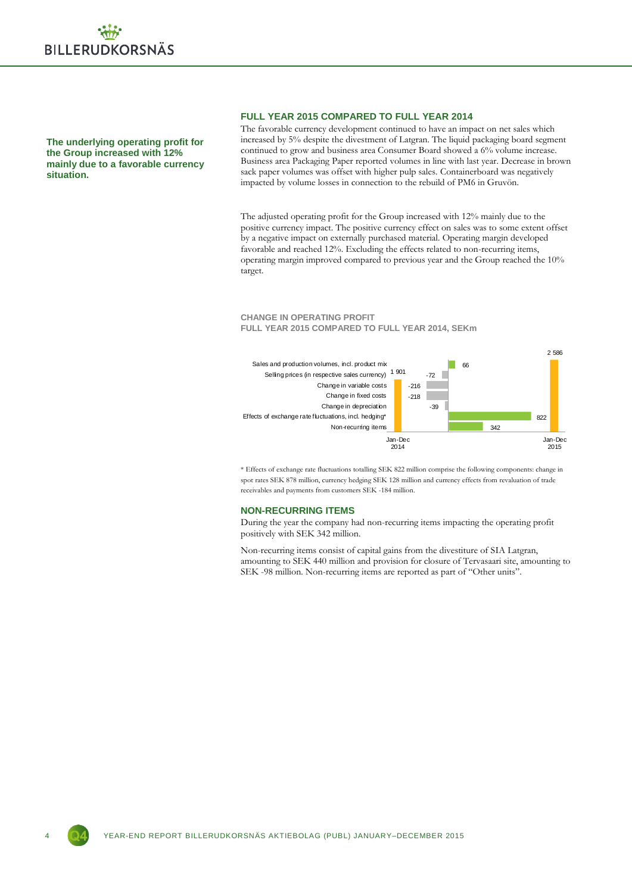**The underlying operating profit for the Group increased with 12% mainly due to a favorable currency situation.**

## FULL YEAR 2015 COMPARED TO FULL YEAR 2014

The favorable currency development continued to have an impact on net sales which increased by 5% despite the divestment of Latgran. The liquid packaging board segment continued to grow and business area Consumer Board showed a 6% volume increase. Business area Packaging Paper reported volumes in line with last year. Decrease in brown sack paper volumes was offset with higher pulp sales. Containerboard was negatively impacted by volume losses in connection to the rebuild of PM6 in Gruvön.

The adjusted operating profit for the Group increased with 12% mainly due to the positive currency impact. The positive currency effect on sales was to some extent offset by a negative impact on externally purchased material. Operating margin developed favorable and reached 12%. Excluding the effects related to non-recurring items, operating margin improved compared to previous year and the Group reached the 10% target.

**CHANGE IN OPERATING PROFIT**
**FULL YEAR 2015 COMPARED TO FULL YEAR 2014, SEKm**

| Item | SEKm |
|---|---|
| Jan-Dec 2014 | 1 901 |
| Sales and production volumes, incl. product mix | 66 |
| Selling prices (in respective sales currency) | -72 |
| Change in variable costs | -216 |
| Change in fixed costs | -218 |
| Change in depreciation | -39 |
| Effects of exchange rate fluctuations, incl. hedging* | 822 |
| Non-recurring items | 342 |
| Jan-Dec 2015 | 2 586 |

\* Effects of exchange rate fluctuations totalling SEK 822 million comprise the following components: change in spot rates SEK 878 million, currency hedging SEK 128 million and currency effects from revaluation of trade receivables and payments from customers SEK -184 million.

## NON-RECURRING ITEMS

During the year the company had non-recurring items impacting the operating profit positively with SEK 342 million.

Non-recurring items consist of capital gains from the divestiture of SIA Latgran, amounting to SEK 440 million and provision for closure of Tervasaari site, amounting to SEK -98 million. Non-recurring items are reported as part of "Other units".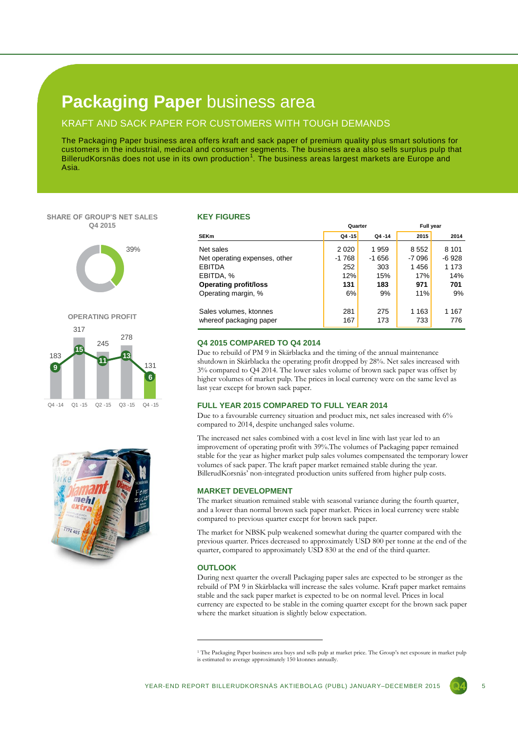# **Packaging Paper** business area

## KRAFT AND SACK PAPER FOR CUSTOMERS WITH TOUGH DEMANDS

The Packaging Paper business area offers kraft and sack paper of premium quality plus smart solutions for customers in the industrial, medical and consumer segments. The business area also sells surplus pulp that BillerudKorsnäs does not use in its own production[1]. The business areas largest markets are Europe and Asia.

**SHARE OF GROUP'S NET SALES Q4 2015**

39%

**OPERATING PROFIT**

| | Q4 -14 | Q1 -15 | Q2 -15 | Q3 -15 | Q4 -15 |
|---|---|---|---|---|---|
| Operating profit | 183 | 317 | 245 | 278 | 131 |
| Operating margin, % | 9 | 15 | 11 | 13 | 6 |

### KEY FIGURES

| SEKm | Quarter Q4 -15 | Q4 -14 | Full year 2015 | 2014 |
|---|---|---|---|---|
| Net sales | 2 020 | 1 959 | 8 552 | 8 101 |
| Net operating expenses, other | -1 768 | -1 656 | -7 096 | -6 928 |
| EBITDA | 252 | 303 | 1 456 | 1 173 |
| EBITDA, % | 12% | 15% | 17% | 14% |
| **Operating profit/loss** | **131** | **183** | **971** | **701** |
| Operating margin, % | 6% | 9% | 11% | 9% |
| Sales volumes, ktonnes | 281 | 275 | 1 163 | 1 167 |
| whereof packaging paper | 167 | 173 | 733 | 776 |

### Q4 2015 COMPARED TO Q4 2014

Due to rebuild of PM 9 in Skärblacka and the timing of the annual maintenance shutdown in Skärblacka the operating profit dropped by 28%. Net sales increased with 3% compared to Q4 2014. The lower sales volume of brown sack paper was offset by higher volumes of market pulp. The prices in local currency were on the same level as last year except for brown sack paper.

### FULL YEAR 2015 COMPARED TO FULL YEAR 2014

Due to a favourable currency situation and product mix, net sales increased with 6% compared to 2014, despite unchanged sales volume.

The increased net sales combined with a cost level in line with last year led to an improvement of operating profit with 39%.The volumes of Packaging paper remained stable for the year as higher market pulp sales volumes compensated the temporary lower volumes of sack paper. The kraft paper market remained stable during the year. BillerudKorsnäs' non-integrated production units suffered from higher pulp costs.

### MARKET DEVELOPMENT

The market situation remained stable with seasonal variance during the fourth quarter, and a lower than normal brown sack paper market. Prices in local currency were stable compared to previous quarter except for brown sack paper.

The market for NBSK pulp weakened somewhat during the quarter compared with the previous quarter. Prices decreased to approximately USD 800 per tonne at the end of the quarter, compared to approximately USD 830 at the end of the third quarter.

### OUTLOOK

During next quarter the overall Packaging paper sales are expected to be stronger as the rebuild of PM 9 in Skärblacka will increase the sales volume. Kraft paper market remains stable and the sack paper market is expected to be on normal level. Prices in local currency are expected to be stable in the coming quarter except for the brown sack paper where the market situation is slightly below expectation.

---

[1] The Packaging Paper business area buys and sells pulp at market price. The Group's net exposure in market pulp is estimated to average approximately 150 ktonnes annually.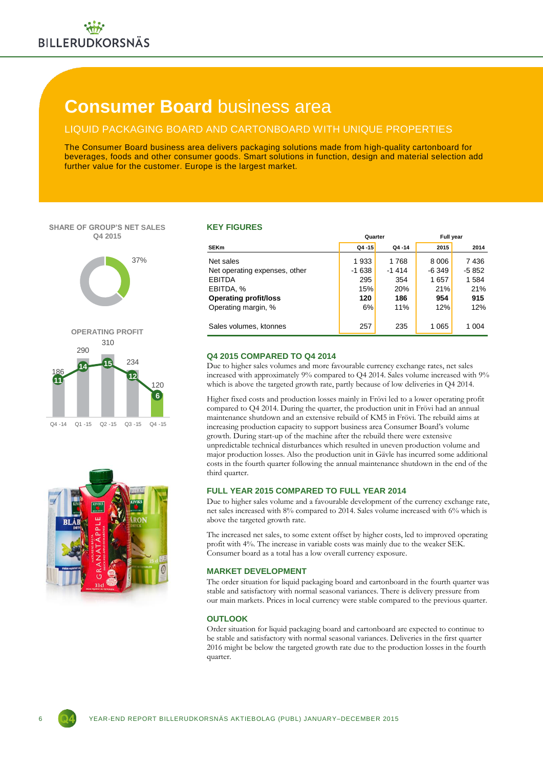# Consumer Board business area

## LIQUID PACKAGING BOARD AND CARTONBOARD WITH UNIQUE PROPERTIES

The Consumer Board business area delivers packaging solutions made from high-quality cartonboard for beverages, foods and other consumer goods. Smart solutions in function, design and material selection add further value for the customer. Europe is the largest market.

**SHARE OF GROUP'S NET SALES Q4 2015**

37%

**OPERATING PROFIT**

| | Q4 -14 | Q1 -15 | Q2 -15 | Q3 -15 | Q4 -15 |
|---|---|---|---|---|---|
| Operating profit | 186 | 290 | 310 | 234 | 120 |
| Operating margin, % | 11 | 14 | 15 | 12 | 6 |

### KEY FIGURES

| SEKm | Quarter | | Full year | |
|---|---|---|---|---|
| | Q4 -15 | Q4 -14 | 2015 | 2014 |
| Net sales | 1 933 | 1 768 | 8 006 | 7 436 |
| Net operating expenses, other | -1 638 | -1 414 | -6 349 | -5 852 |
| EBITDA | 295 | 354 | 1 657 | 1 584 |
| EBITDA, % | 15% | 20% | 21% | 21% |
| **Operating profit/loss** | **120** | **186** | **954** | **915** |
| Operating margin, % | 6% | 11% | 12% | 12% |
| Sales volumes, ktonnes | 257 | 235 | 1 065 | 1 004 |

### Q4 2015 COMPARED TO Q4 2014

Due to higher sales volumes and more favourable currency exchange rates, net sales increased with approximately 9% compared to Q4 2014. Sales volume increased with 9% which is above the targeted growth rate, partly because of low deliveries in Q4 2014.

Higher fixed costs and production losses mainly in Frövi led to a lower operating profit compared to Q4 2014. During the quarter, the production unit in Frövi had an annual maintenance shutdown and an extensive rebuild of KM5 in Frövi. The rebuild aims at increasing production capacity to support business area Consumer Board's volume growth. During start-up of the machine after the rebuild there were extensive unpredictable technical disturbances which resulted in uneven production volume and major production losses. Also the production unit in Gävle has incurred some additional costs in the fourth quarter following the annual maintenance shutdown in the end of the third quarter.

### FULL YEAR 2015 COMPARED TO FULL YEAR 2014

Due to higher sales volume and a favourable development of the currency exchange rate, net sales increased with 8% compared to 2014. Sales volume increased with 6% which is above the targeted growth rate.

The increased net sales, to some extent offset by higher costs, led to improved operating profit with 4%. The increase in variable costs was mainly due to the weaker SEK. Consumer board as a total has a low overall currency exposure.

### MARKET DEVELOPMENT

The order situation for liquid packaging board and cartonboard in the fourth quarter was stable and satisfactory with normal seasonal variances. There is delivery pressure from our main markets. Prices in local currency were stable compared to the previous quarter.

### OUTLOOK

Order situation for liquid packaging board and cartonboard are expected to continue to be stable and satisfactory with normal seasonal variances. Deliveries in the first quarter 2016 might be below the targeted growth rate due to the production losses in the fourth quarter.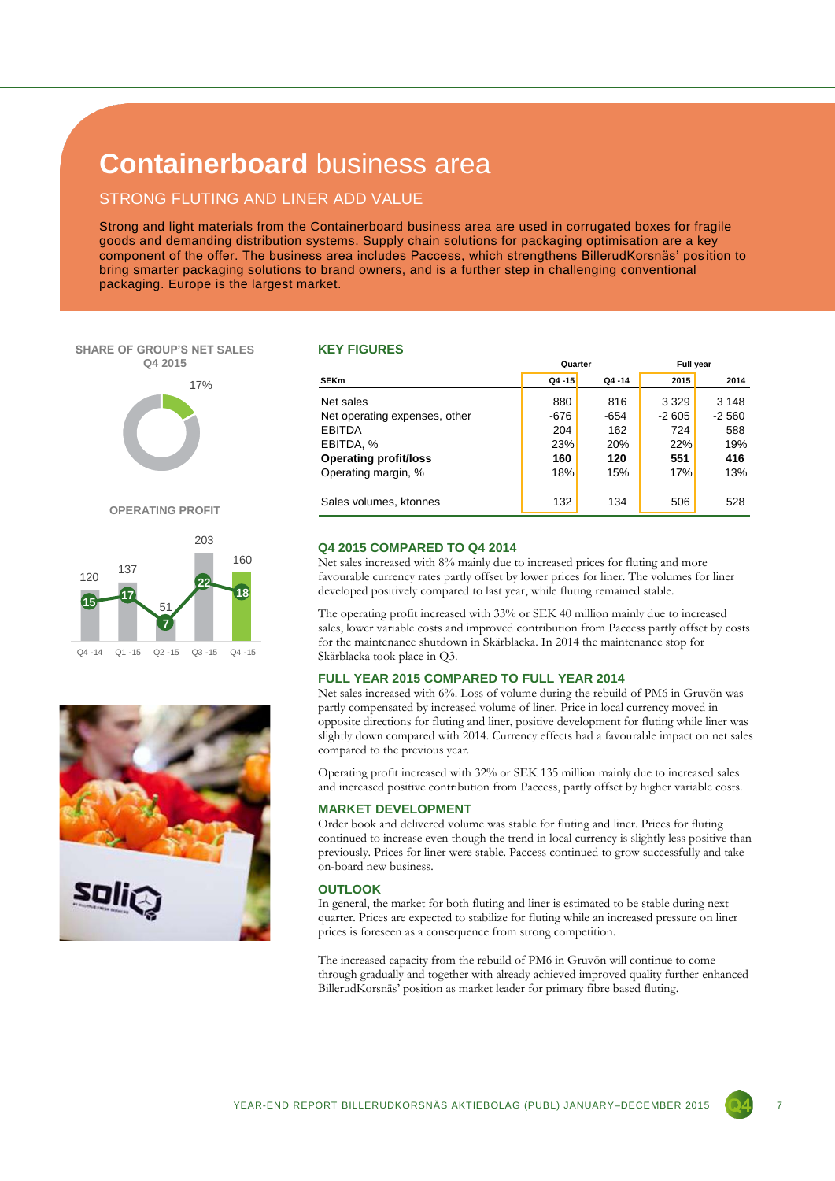# **Containerboard** business area

## STRONG FLUTING AND LINER ADD VALUE

Strong and light materials from the Containerboard business area are used in corrugated boxes for fragile goods and demanding distribution systems. Supply chain solutions for packaging optimisation are a key component of the offer. The business area includes Paccess, which strengthens BillerudKorsnäs' position to bring smarter packaging solutions to brand owners, and is a further step in challenging conventional packaging. Europe is the largest market.

SHARE OF GROUP'S NET SALES Q4 2015

17%

OPERATING PROFIT

| | Q4 -14 | Q1 -15 | Q2 -15 | Q3 -15 | Q4 -15 |
|---|---|---|---|---|---|
| Operating profit | 120 | 137 | 51 | 203 | 160 |
| Operating margin, % | 15 | 17 | 7 | 22 | 18 |

## KEY FIGURES

| SEKm | Quarter | | Full year | |
|---|---|---|---|---|
| | Q4 -15 | Q4 -14 | 2015 | 2014 |
| Net sales | 880 | 816 | 3 329 | 3 148 |
| Net operating expenses, other | -676 | -654 | -2 605 | -2 560 |
| EBITDA | 204 | 162 | 724 | 588 |
| EBITDA, % | 23% | 20% | 22% | 19% |
| **Operating profit/loss** | **160** | **120** | **551** | **416** |
| Operating margin, % | 18% | 15% | 17% | 13% |
| Sales volumes, ktonnes | 132 | 134 | 506 | 528 |

### Q4 2015 COMPARED TO Q4 2014

Net sales increased with 8% mainly due to increased prices for fluting and more favourable currency rates partly offset by lower prices for liner. The volumes for liner developed positively compared to last year, while fluting remained stable.

The operating profit increased with 33% or SEK 40 million mainly due to increased sales, lower variable costs and improved contribution from Paccess partly offset by costs for the maintenance shutdown in Skärblacka. In 2014 the maintenance stop for Skärblacka took place in Q3.

### FULL YEAR 2015 COMPARED TO FULL YEAR 2014

Net sales increased with 6%. Loss of volume during the rebuild of PM6 in Gruvön was partly compensated by increased volume of liner. Price in local currency moved in opposite directions for fluting and liner, positive development for fluting while liner was slightly down compared with 2014. Currency effects had a favourable impact on net sales compared to the previous year.

Operating profit increased with 32% or SEK 135 million mainly due to increased sales and increased positive contribution from Paccess, partly offset by higher variable costs.

### MARKET DEVELOPMENT

Order book and delivered volume was stable for fluting and liner. Prices for fluting continued to increase even though the trend in local currency is slightly less positive than previously. Prices for liner were stable. Paccess continued to grow successfully and take on-board new business.

### OUTLOOK

In general, the market for both fluting and liner is estimated to be stable during next quarter. Prices are expected to stabilize for fluting while an increased pressure on liner prices is foreseen as a consequence from strong competition.

The increased capacity from the rebuild of PM6 in Gruvön will continue to come through gradually and together with already achieved improved quality further enhanced BillerudKorsnäs' position as market leader for primary fibre based fluting.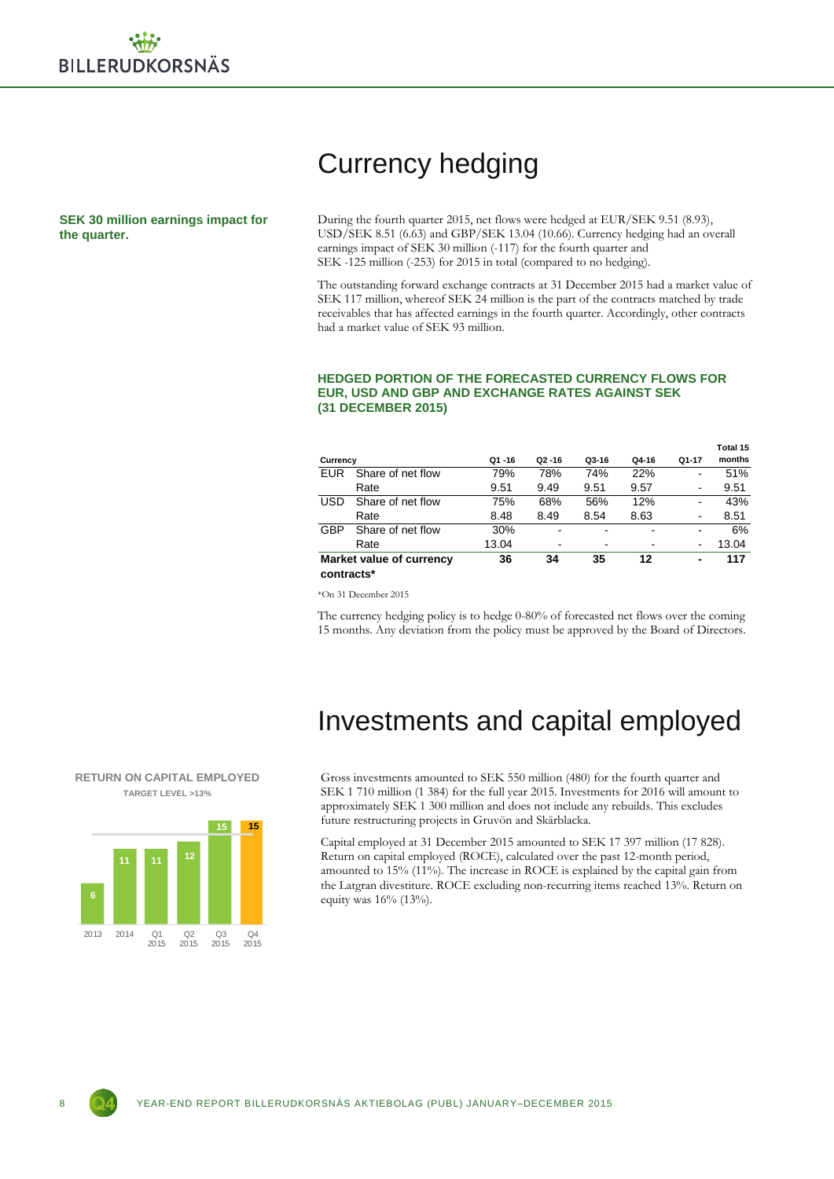# Currency hedging

**SEK 30 million earnings impact for the quarter.**

During the fourth quarter 2015, net flows were hedged at EUR/SEK 9.51 (8.93), USD/SEK 8.51 (6.63) and GBP/SEK 13.04 (10.66). Currency hedging had an overall earnings impact of SEK 30 million (-117) for the fourth quarter and SEK -125 million (-253) for 2015 in total (compared to no hedging).

The outstanding forward exchange contracts at 31 December 2015 had a market value of SEK 117 million, whereof SEK 24 million is the part of the contracts matched by trade receivables that has affected earnings in the fourth quarter. Accordingly, other contracts had a market value of SEK 93 million.

### HEDGED PORTION OF THE FORECASTED CURRENCY FLOWS FOR EUR, USD AND GBP AND EXCHANGE RATES AGAINST SEK (31 DECEMBER 2015)

| Currency | | Q1 -16 | Q2 -16 | Q3-16 | Q4-16 | Q1-17 | Total 15 months |
|---|---|---|---|---|---|---|---|
| EUR | Share of net flow | 79% | 78% | 74% | 22% | - | 51% |
| | Rate | 9.51 | 9.49 | 9.51 | 9.57 | - | 9.51 |
| USD | Share of net flow | 75% | 68% | 56% | 12% | - | 43% |
| | Rate | 8.48 | 8.49 | 8.54 | 8.63 | - | 8.51 |
| GBP | Share of net flow | 30% | - | - | - | - | 6% |
| | Rate | 13.04 | - | - | - | - | 13.04 |
| **Market value of currency contracts*** | | **36** | **34** | **35** | **12** | **-** | **117** |

*On 31 December 2015

The currency hedging policy is to hedge 0-80% of forecasted net flows over the coming 15 months. Any deviation from the policy must be approved by the Board of Directors.

# Investments and capital employed

**RETURN ON CAPITAL EMPLOYED**
TARGET LEVEL >13%

| 2013 | 2014 | Q1 2015 | Q2 2015 | Q3 2015 | Q4 2015 |
|---|---|---|---|---|---|
| 6 | 11 | 11 | 12 | 15 | 15 |

Gross investments amounted to SEK 550 million (480) for the fourth quarter and SEK 1 710 million (1 384) for the full year 2015. Investments for 2016 will amount to approximately SEK 1 300 million and does not include any rebuilds. This excludes future restructuring projects in Gruvön and Skärblacka.

Capital employed at 31 December 2015 amounted to SEK 17 397 million (17 828). Return on capital employed (ROCE), calculated over the past 12-month period, amounted to 15% (11%). The increase in ROCE is explained by the capital gain from the Latgran divestiture. ROCE excluding non-recurring items reached 13%. Return on equity was 16% (13%).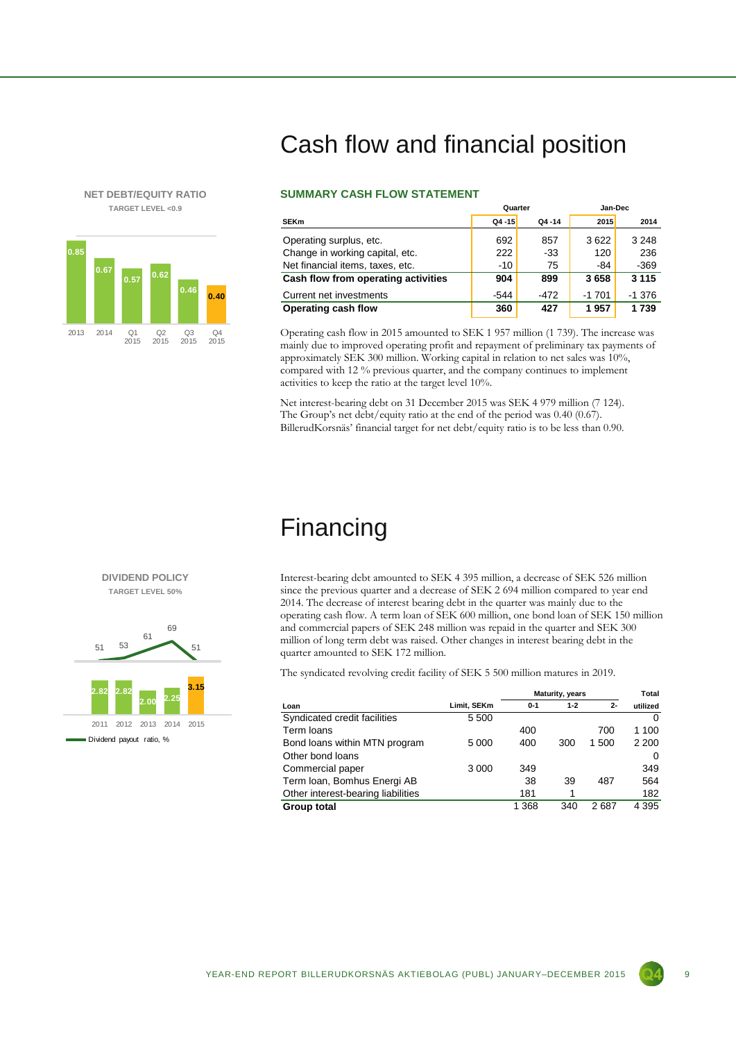# Cash flow and financial position

**NET DEBT/EQUITY RATIO**

TARGET LEVEL <0.9

| 2013 | 2014 | Q1 2015 | Q2 2015 | Q3 2015 | Q4 2015 |
|---|---|---|---|---|---|
| 0.85 | 0.67 | 0.57 | 0.62 | 0.46 | 0.40 |

## SUMMARY CASH FLOW STATEMENT

| | Quarter | | Jan-Dec | |
|---|---|---|---|---|
| **SEKm** | **Q4 -15** | **Q4 -14** | **2015** | **2014** |
| Operating surplus, etc. | 692 | 857 | 3 622 | 3 248 |
| Change in working capital, etc. | 222 | -33 | 120 | 236 |
| Net financial items, taxes, etc. | -10 | 75 | -84 | -369 |
| **Cash flow from operating activities** | **904** | **899** | **3 658** | **3 115** |
| Current net investments | -544 | -472 | -1 701 | -1 376 |
| **Operating cash flow** | **360** | **427** | **1 957** | **1 739** |

Operating cash flow in 2015 amounted to SEK 1 957 million (1 739). The increase was mainly due to improved operating profit and repayment of preliminary tax payments of approximately SEK 300 million. Working capital in relation to net sales was 10%, compared with 12 % previous quarter, and the company continues to implement activities to keep the ratio at the target level 10%.

Net interest-bearing debt on 31 December 2015 was SEK 4 979 million (7 124). The Group's net debt/equity ratio at the end of the period was 0.40 (0.67). BillerudKorsnäs' financial target for net debt/equity ratio is to be less than 0.90.

# Financing

**DIVIDEND POLICY**

TARGET LEVEL 50%

| | 2011 | 2012 | 2013 | 2014 | 2015 |
|---|---|---|---|---|---|
| Dividend | 2.82 | 2.82 | 2.00 | 2.25 | 3.15 |
| Dividend payout ratio, % | 51 | 53 | 61 | 69 | 51 |

Interest-bearing debt amounted to SEK 4 395 million, a decrease of SEK 526 million since the previous quarter and a decrease of SEK 2 694 million compared to year end 2014. The decrease of interest bearing debt in the quarter was mainly due to the operating cash flow. A term loan of SEK 600 million, one bond loan of SEK 150 million and commercial papers of SEK 248 million was repaid in the quarter and SEK 300 million of long term debt was raised. Other changes in interest bearing debt in the quarter amounted to SEK 172 million.

The syndicated revolving credit facility of SEK 5 500 million matures in 2019.

| | | Maturity, years | | | Total |
|---|---|---|---|---|---|
| **Loan** | **Limit, SEKm** | **0-1** | **1-2** | **2-** | **utilized** |
| Syndicated credit facilities | 5 500 | | | | 0 |
| Term loans | | 400 | | 700 | 1 100 |
| Bond loans within MTN program | 5 000 | 400 | 300 | 1 500 | 2 200 |
| Other bond loans | | | | | 0 |
| Commercial paper | 3 000 | 349 | | | 349 |
| Term loan, Bomhus Energi AB | | 38 | 39 | 487 | 564 |
| Other interest-bearing liabilities | | 181 | 1 | | 182 |
| **Group total** | | 1 368 | 340 | 2 687 | 4 395 |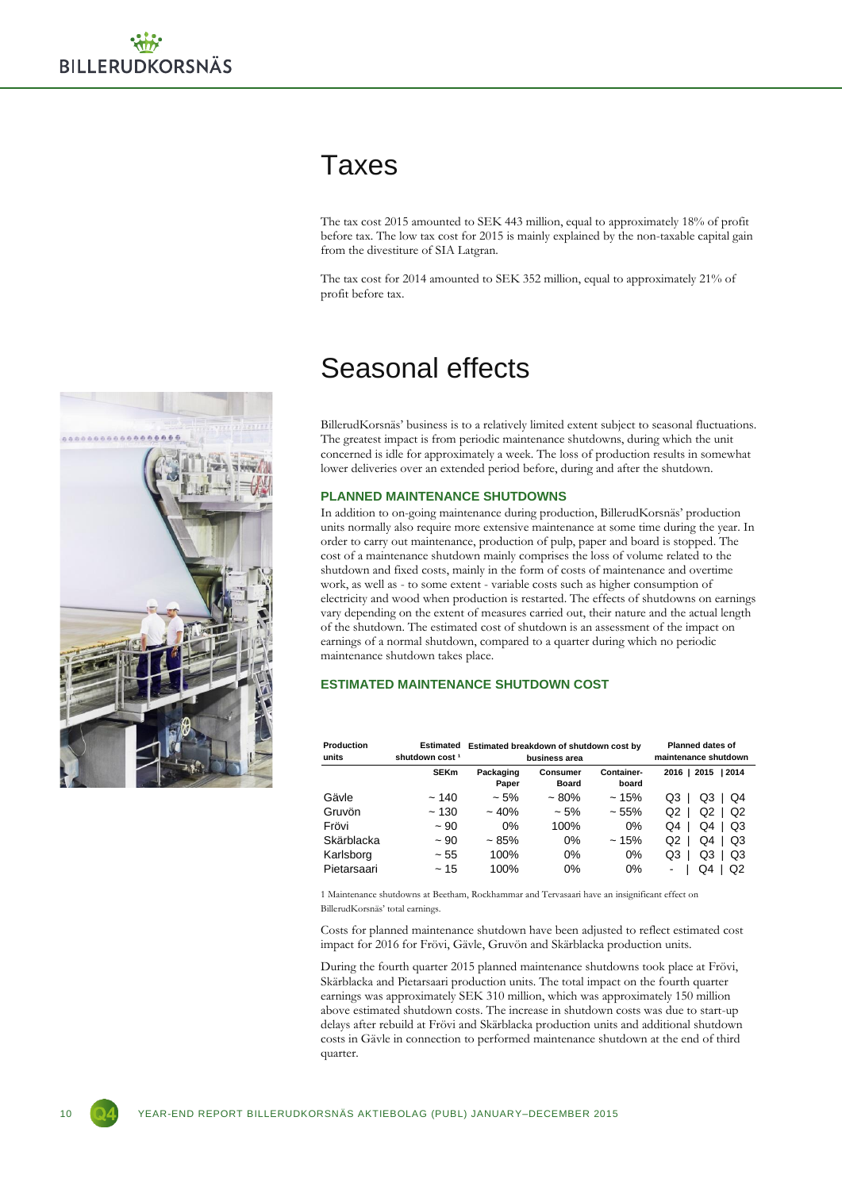# Taxes

The tax cost 2015 amounted to SEK 443 million, equal to approximately 18% of profit before tax. The low tax cost for 2015 is mainly explained by the non-taxable capital gain from the divestiture of SIA Latgran.

The tax cost for 2014 amounted to SEK 352 million, equal to approximately 21% of profit before tax.

# Seasonal effects

BillerudKorsnäs' business is to a relatively limited extent subject to seasonal fluctuations. The greatest impact is from periodic maintenance shutdowns, during which the unit concerned is idle for approximately a week. The loss of production results in somewhat lower deliveries over an extended period before, during and after the shutdown.

### PLANNED MAINTENANCE SHUTDOWNS

In addition to on-going maintenance during production, BillerudKorsnäs' production units normally also require more extensive maintenance at some time during the year. In order to carry out maintenance, production of pulp, paper and board is stopped. The cost of a maintenance shutdown mainly comprises the loss of volume related to the shutdown and fixed costs, mainly in the form of costs of maintenance and overtime work, as well as - to some extent - variable costs such as higher consumption of electricity and wood when production is restarted. The effects of shutdowns on earnings vary depending on the extent of measures carried out, their nature and the actual length of the shutdown. The estimated cost of shutdown is an assessment of the impact on earnings of a normal shutdown, compared to a quarter during which no periodic maintenance shutdown takes place.

### ESTIMATED MAINTENANCE SHUTDOWN COST

| Production units | Estimated shutdown cost [1] | Estimated breakdown of shutdown cost by business area | | | Planned dates of maintenance shutdown | | |
|---|---|---|---|---|---|---|---|
| | SEKm | Packaging Paper | Consumer Board | Container-board | 2016 | 2015 | 2014 |
| Gävle | ~ 140 | ~ 5% | ~ 80% | ~ 15% | Q3 | Q3 | Q4 |
| Gruvön | ~ 130 | ~ 40% | ~ 5% | ~ 55% | Q2 | Q2 | Q2 |
| Frövi | ~ 90 | 0% | 100% | 0% | Q4 | Q4 | Q3 |
| Skärblacka | ~ 90 | ~ 85% | 0% | ~ 15% | Q2 | Q4 | Q3 |
| Karlsborg | ~ 55 | 100% | 0% | 0% | Q3 | Q3 | Q3 |
| Pietarsaari | ~ 15 | 100% | 0% | 0% | - | Q4 | Q2 |

1 Maintenance shutdowns at Beetham, Rockhammar and Tervasaari have an insignificant effect on BillerudKorsnäs' total earnings.

Costs for planned maintenance shutdown have been adjusted to reflect estimated cost impact for 2016 for Frövi, Gävle, Gruvön and Skärblacka production units.

During the fourth quarter 2015 planned maintenance shutdowns took place at Frövi, Skärblacka and Pietarsaari production units. The total impact on the fourth quarter earnings was approximately SEK 310 million, which was approximately 150 million above estimated shutdown costs. The increase in shutdown costs was due to start-up delays after rebuild at Frövi and Skärblacka production units and additional shutdown costs in Gävle in connection to performed maintenance shutdown at the end of third quarter.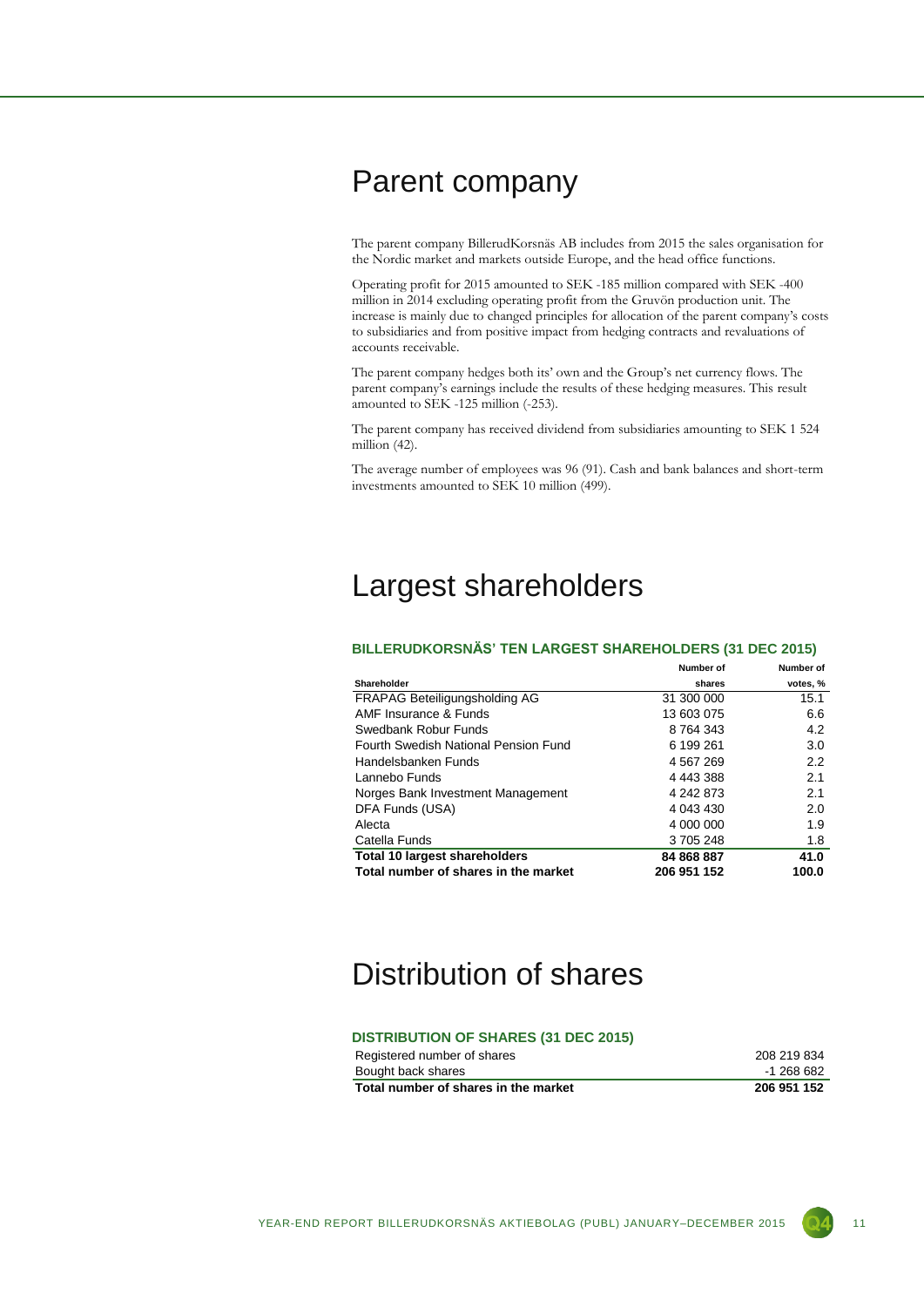# Parent company

The parent company BillerudKorsnäs AB includes from 2015 the sales organisation for the Nordic market and markets outside Europe, and the head office functions.

Operating profit for 2015 amounted to SEK -185 million compared with SEK -400 million in 2014 excluding operating profit from the Gruvön production unit. The increase is mainly due to changed principles for allocation of the parent company's costs to subsidiaries and from positive impact from hedging contracts and revaluations of accounts receivable.

The parent company hedges both its' own and the Group's net currency flows. The parent company's earnings include the results of these hedging measures. This result amounted to SEK -125 million (-253).

The parent company has received dividend from subsidiaries amounting to SEK 1 524 million (42).

The average number of employees was 96 (91). Cash and bank balances and short-term investments amounted to SEK 10 million (499).

# Largest shareholders

### BILLERUDKORSNÄS' TEN LARGEST SHAREHOLDERS (31 DEC 2015)

| Shareholder | Number of shares | Number of votes, % |
|---|---|---|
| FRAPAG Beteiligungsholding AG | 31 300 000 | 15.1 |
| AMF Insurance & Funds | 13 603 075 | 6.6 |
| Swedbank Robur Funds | 8 764 343 | 4.2 |
| Fourth Swedish National Pension Fund | 6 199 261 | 3.0 |
| Handelsbanken Funds | 4 567 269 | 2.2 |
| Lannebo Funds | 4 443 388 | 2.1 |
| Norges Bank Investment Management | 4 242 873 | 2.1 |
| DFA Funds (USA) | 4 043 430 | 2.0 |
| Alecta | 4 000 000 | 1.9 |
| Catella Funds | 3 705 248 | 1.8 |
| **Total 10 largest shareholders** | **84 868 887** | **41.0** |
| **Total number of shares in the market** | **206 951 152** | **100.0** |

# Distribution of shares

### DISTRIBUTION OF SHARES (31 DEC 2015)

| | |
|---|---|
| Registered number of shares | 208 219 834 |
| Bought back shares | -1 268 682 |
| **Total number of shares in the market** | **206 951 152** |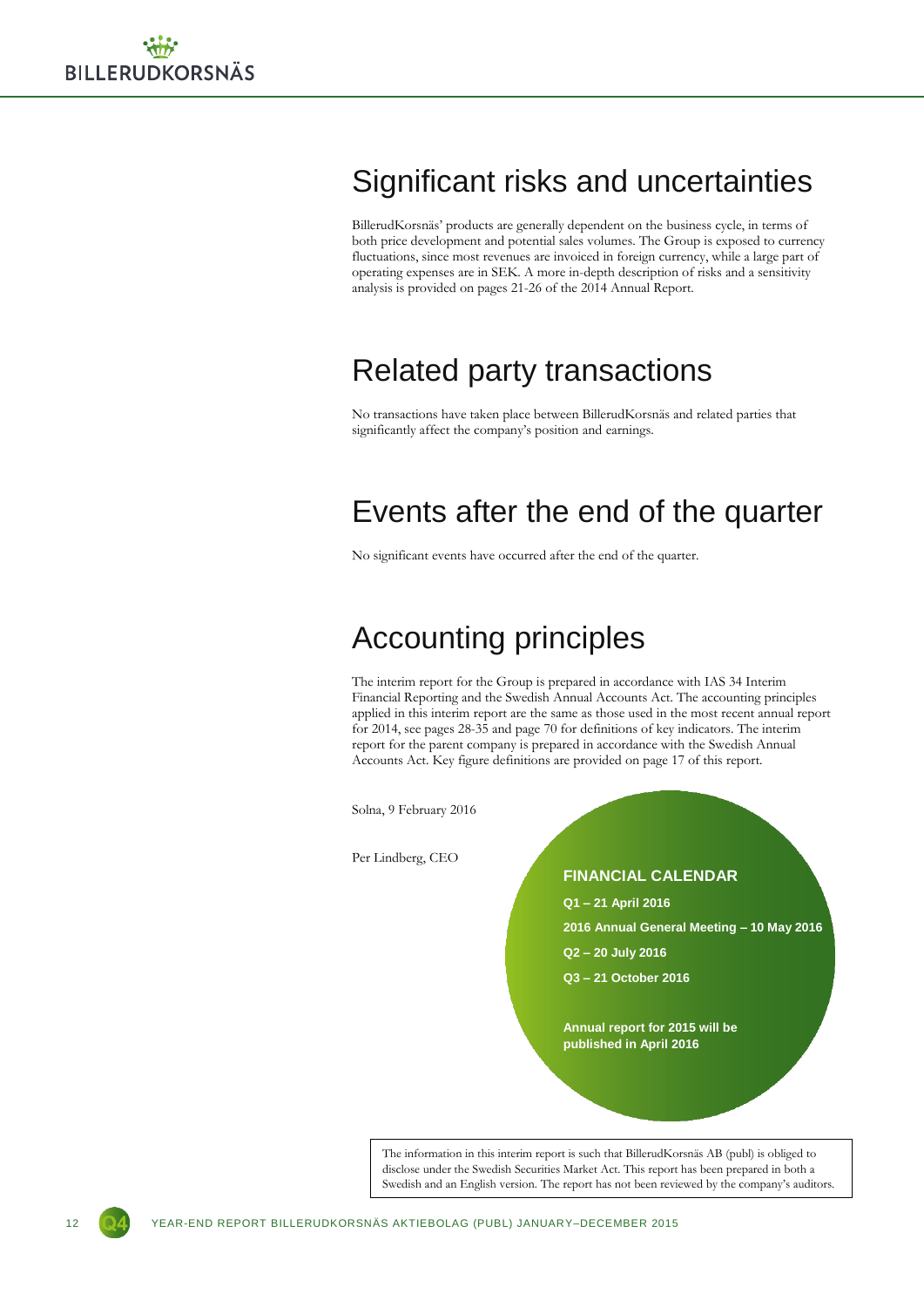## Significant risks and uncertainties

BillerudKorsnäs' products are generally dependent on the business cycle, in terms of both price development and potential sales volumes. The Group is exposed to currency fluctuations, since most revenues are invoiced in foreign currency, while a large part of operating expenses are in SEK. A more in-depth description of risks and a sensitivity analysis is provided on pages 21-26 of the 2014 Annual Report.

## Related party transactions

No transactions have taken place between BillerudKorsnäs and related parties that significantly affect the company's position and earnings.

## Events after the end of the quarter

No significant events have occurred after the end of the quarter.

## Accounting principles

The interim report for the Group is prepared in accordance with IAS 34 Interim Financial Reporting and the Swedish Annual Accounts Act. The accounting principles applied in this interim report are the same as those used in the most recent annual report for 2014, see pages 28-35 and page 70 for definitions of key indicators. The interim report for the parent company is prepared in accordance with the Swedish Annual Accounts Act. Key figure definitions are provided on page 17 of this report.

Solna, 9 February 2016

Per Lindberg, CEO

**FINANCIAL CALENDAR**

**Q1 – 21 April 2016**

**2016 Annual General Meeting – 10 May 2016**

**Q2 – 20 July 2016**

**Q3 – 21 October 2016**

**Annual report for 2015 will be published in April 2016**

The information in this interim report is such that BillerudKorsnäs AB (publ) is obliged to disclose under the Swedish Securities Market Act. This report has been prepared in both a Swedish and an English version. The report has not been reviewed by the company's auditors.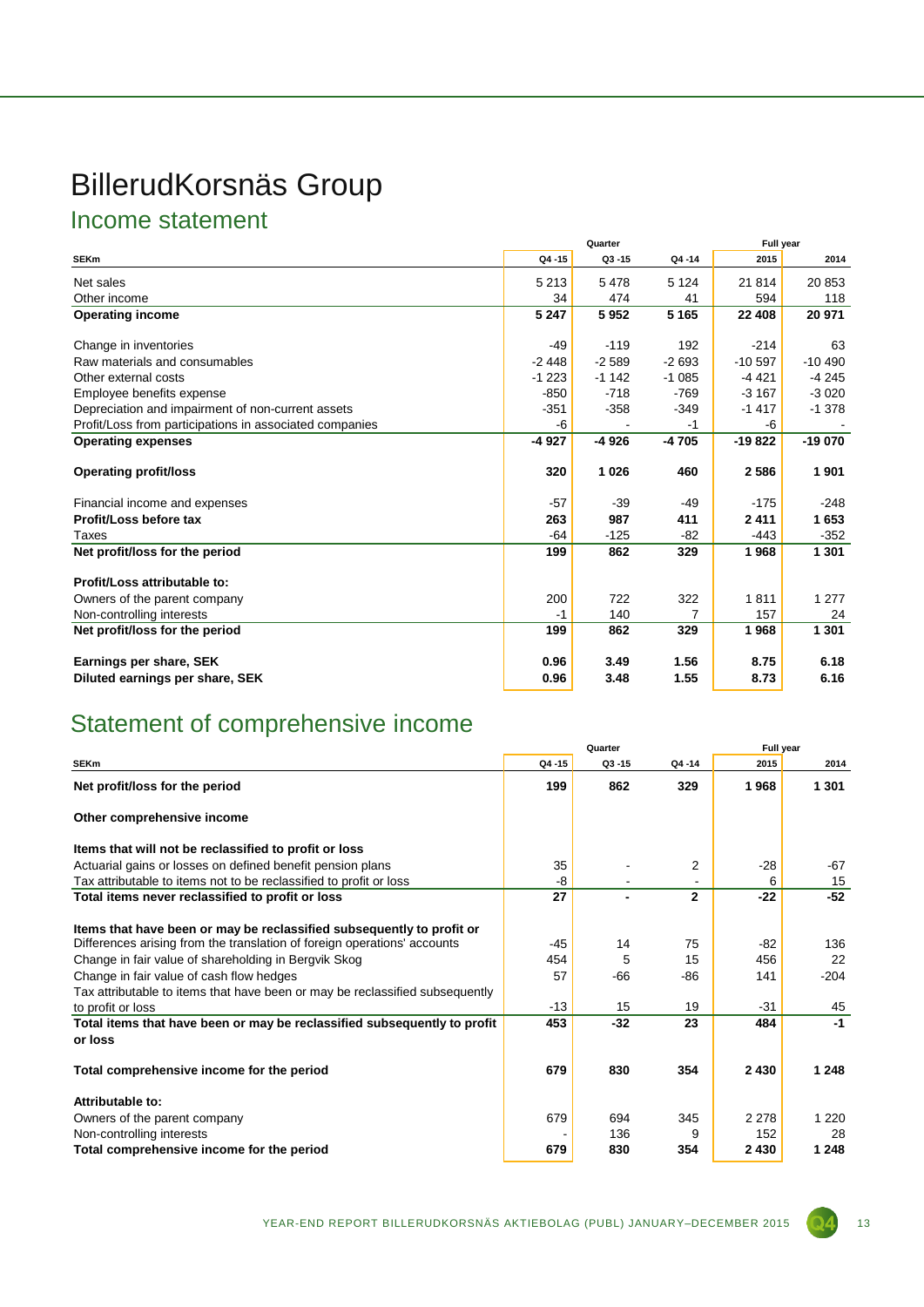# BillerudKorsnäs Group

## Income statement

| SEKm | Quarter | | | Full year | |
|---|---|---|---|---|---|
| | Q4 -15 | Q3 -15 | Q4 -14 | 2015 | 2014 |
| Net sales | 5 213 | 5 478 | 5 124 | 21 814 | 20 853 |
| Other income | 34 | 474 | 41 | 594 | 118 |
| **Operating income** | **5 247** | **5 952** | **5 165** | **22 408** | **20 971** |
| Change in inventories | -49 | -119 | 192 | -214 | 63 |
| Raw materials and consumables | -2 448 | -2 589 | -2 693 | -10 597 | -10 490 |
| Other external costs | -1 223 | -1 142 | -1 085 | -4 421 | -4 245 |
| Employee benefits expense | -850 | -718 | -769 | -3 167 | -3 020 |
| Depreciation and impairment of non-current assets | -351 | -358 | -349 | -1 417 | -1 378 |
| Profit/Loss from participations in associated companies | -6 | - | -1 | -6 | - |
| **Operating expenses** | **-4 927** | **-4 926** | **-4 705** | **-19 822** | **-19 070** |
| **Operating profit/loss** | **320** | **1 026** | **460** | **2 586** | **1 901** |
| Financial income and expenses | -57 | -39 | -49 | -175 | -248 |
| **Profit/Loss before tax** | **263** | **987** | **411** | **2 411** | **1 653** |
| Taxes | -64 | -125 | -82 | -443 | -352 |
| **Net profit/loss for the period** | **199** | **862** | **329** | **1 968** | **1 301** |
| **Profit/Loss attributable to:** | | | | | |
| Owners of the parent company | 200 | 722 | 322 | 1 811 | 1 277 |
| Non-controlling interests | -1 | 140 | 7 | 157 | 24 |
| **Net profit/loss for the period** | **199** | **862** | **329** | **1 968** | **1 301** |
| **Earnings per share, SEK** | **0.96** | **3.49** | **1.56** | **8.75** | **6.18** |
| **Diluted earnings per share, SEK** | **0.96** | **3.48** | **1.55** | **8.73** | **6.16** |

## Statement of comprehensive income

| SEKm | Quarter | | | Full year | |
|---|---|---|---|---|---|
| | Q4 -15 | Q3 -15 | Q4 -14 | 2015 | 2014 |
| **Net profit/loss for the period** | **199** | **862** | **329** | **1 968** | **1 301** |
| **Other comprehensive income** | | | | | |
| **Items that will not be reclassified to profit or loss** | | | | | |
| Actuarial gains or losses on defined benefit pension plans | 35 | - | 2 | -28 | -67 |
| Tax attributable to items not to be reclassified to profit or loss | -8 | - | - | 6 | 15 |
| **Total items never reclassified to profit or loss** | **27** | **-** | **2** | **-22** | **-52** |
| **Items that have been or may be reclassified subsequently to profit or** | | | | | |
| Differences arising from the translation of foreign operations' accounts | -45 | 14 | 75 | -82 | 136 |
| Change in fair value of shareholding in Bergvik Skog | 454 | 5 | 15 | 456 | 22 |
| Change in fair value of cash flow hedges | 57 | -66 | -86 | 141 | -204 |
| Tax attributable to items that have been or may be reclassified subsequently to profit or loss | -13 | 15 | 19 | -31 | 45 |
| **Total items that have been or may be reclassified subsequently to profit or loss** | **453** | **-32** | **23** | **484** | **-1** |
| **Total comprehensive income for the period** | **679** | **830** | **354** | **2 430** | **1 248** |
| **Attributable to:** | | | | | |
| Owners of the parent company | 679 | 694 | 345 | 2 278 | 1 220 |
| Non-controlling interests | - | 136 | 9 | 152 | 28 |
| **Total comprehensive income for the period** | **679** | **830** | **354** | **2 430** | **1 248** |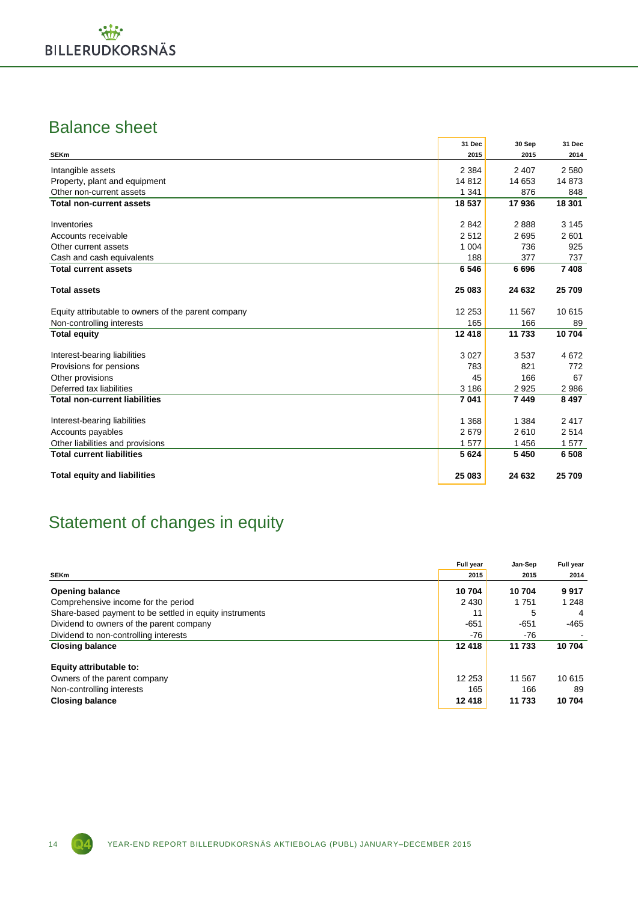## Balance sheet

| SEKm | 31 Dec 2015 | 30 Sep 2015 | 31 Dec 2014 |
|---|---|---|---|
| Intangible assets | 2 384 | 2 407 | 2 580 |
| Property, plant and equipment | 14 812 | 14 653 | 14 873 |
| Other non-current assets | 1 341 | 876 | 848 |
| **Total non-current assets** | **18 537** | **17 936** | **18 301** |
| | | | |
| Inventories | 2 842 | 2 888 | 3 145 |
| Accounts receivable | 2 512 | 2 695 | 2 601 |
| Other current assets | 1 004 | 736 | 925 |
| Cash and cash equivalents | 188 | 377 | 737 |
| **Total current assets** | **6 546** | **6 696** | **7 408** |
| | | | |
| **Total assets** | **25 083** | **24 632** | **25 709** |
| | | | |
| Equity attributable to owners of the parent company | 12 253 | 11 567 | 10 615 |
| Non-controlling interests | 165 | 166 | 89 |
| **Total equity** | **12 418** | **11 733** | **10 704** |
| | | | |
| Interest-bearing liabilities | 3 027 | 3 537 | 4 672 |
| Provisions for pensions | 783 | 821 | 772 |
| Other provisions | 45 | 166 | 67 |
| Deferred tax liabilities | 3 186 | 2 925 | 2 986 |
| **Total non-current liabilities** | **7 041** | **7 449** | **8 497** |
| | | | |
| Interest-bearing liabilities | 1 368 | 1 384 | 2 417 |
| Accounts payables | 2 679 | 2 610 | 2 514 |
| Other liabilities and provisions | 1 577 | 1 456 | 1 577 |
| **Total current liabilities** | **5 624** | **5 450** | **6 508** |
| | | | |
| **Total equity and liabilities** | **25 083** | **24 632** | **25 709** |

## Statement of changes in equity

| SEKm | Full year 2015 | Jan-Sep 2015 | Full year 2014 |
|---|---|---|---|
| **Opening balance** | **10 704** | **10 704** | **9 917** |
| Comprehensive income for the period | 2 430 | 1 751 | 1 248 |
| Share-based payment to be settled in equity instruments | 11 | 5 | 4 |
| Dividend to owners of the parent company | -651 | -651 | -465 |
| Dividend to non-controlling interests | -76 | -76 | - |
| **Closing balance** | **12 418** | **11 733** | **10 704** |
| | | | |
| **Equity attributable to:** | | | |
| Owners of the parent company | 12 253 | 11 567 | 10 615 |
| Non-controlling interests | 165 | 166 | 89 |
| **Closing balance** | **12 418** | **11 733** | **10 704** |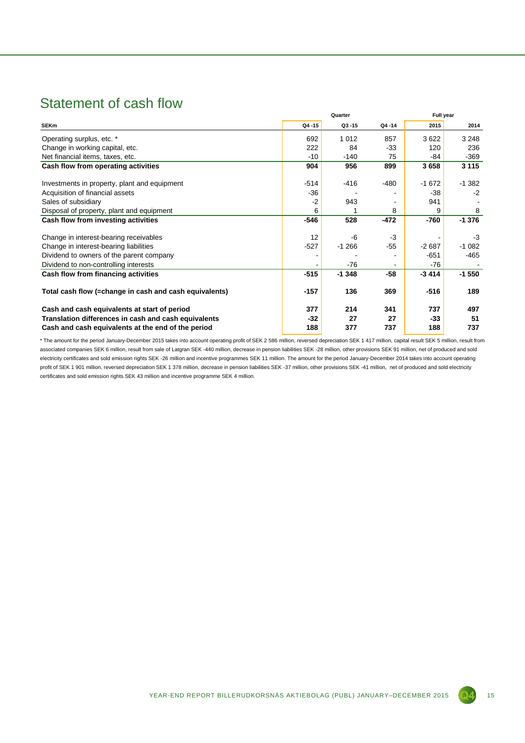# Statement of cash flow

| SEKm | Quarter | | | Full year | |
|---|---|---|---|---|---|
| | Q4 -15 | Q3 -15 | Q4 -14 | 2015 | 2014 |
| Operating surplus, etc. * | 692 | 1 012 | 857 | 3 622 | 3 248 |
| Change in working capital, etc. | 222 | 84 | -33 | 120 | 236 |
| Net financial items, taxes, etc. | -10 | -140 | 75 | -84 | -369 |
| **Cash flow from operating activities** | **904** | **956** | **899** | **3 658** | **3 115** |
| Investments in property, plant and equipment | -514 | -416 | -480 | -1 672 | -1 382 |
| Acquisition of financial assets | -36 | - | - | -38 | -2 |
| Sales of subsidiary | -2 | 943 | - | 941 | - |
| Disposal of property, plant and equipment | 6 | 1 | 8 | 9 | 8 |
| **Cash flow from investing activities** | **-546** | **528** | **-472** | **-760** | **-1 376** |
| Change in interest-bearing receivables | 12 | -6 | -3 | - | -3 |
| Change in interest-bearing liabilities | -527 | -1 266 | -55 | -2 687 | -1 082 |
| Dividend to owners of the parent company | - | - | - | -651 | -465 |
| Dividend to non-controlling interests | - | -76 | - | -76 | - |
| **Cash flow from financing activities** | **-515** | **-1 348** | **-58** | **-3 414** | **-1 550** |
| **Total cash flow (=change in cash and cash equivalents)** | **-157** | **136** | **369** | **-516** | **189** |
| **Cash and cash equivalents at start of period** | **377** | **214** | **341** | **737** | **497** |
| **Translation differences in cash and cash equivalents** | **-32** | **27** | **27** | **-33** | **51** |
| **Cash and cash equivalents at the end of the period** | **188** | **377** | **737** | **188** | **737** |

* The amount for the period January-December 2015 takes into account operating profit of SEK 2 586 million, reversed depreciation SEK 1 417 million, capital result SEK 5 million, result from associated companies SEK 6 million, result from sale of Latgran SEK -440 million, decrease in pension liabilities SEK -28 million, other provisions SEK 91 million, net of produced and sold electricity certificates and sold emission rights SEK -26 million and incentive programmes SEK 11 million. The amount for the period January-December 2014 takes into account operating profit of SEK 1 901 million, reversed depreciation SEK 1 378 million, decrease in pension liabilities SEK -37 million, other provisions SEK -41 million, net of produced and sold electricity certificates and sold emission rights SEK 43 million and incentive programme SEK 4 million.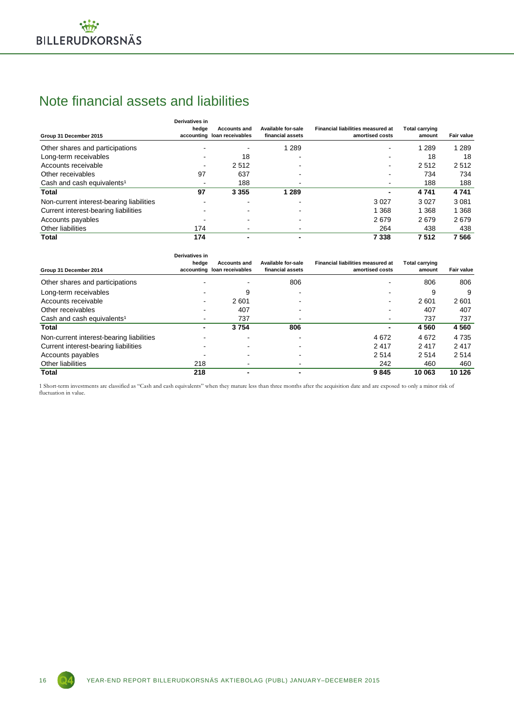# Note financial assets and liabilities

| Group 31 December 2015 | Derivatives in hedge accounting | Accounts and loan receivables | Available for-sale financial assets | Financial liabilities measured at amortised costs | Total carrying amount | Fair value |
|---|---|---|---|---|---|---|
| Other shares and participations | - | - | 1 289 | - | 1 289 | 1 289 |
| Long-term receivables | - | 18 | - | - | 18 | 18 |
| Accounts receivable | - | 2 512 | - | - | 2 512 | 2 512 |
| Other receivables | 97 | 637 | - | - | 734 | 734 |
| Cash and cash equivalents[1] | - | 188 | - | - | 188 | 188 |
| **Total** | **97** | **3 355** | **1 289** | **-** | **4 741** | **4 741** |
| Non-current interest-bearing liabilities | - | - | - | 3 027 | 3 027 | 3 081 |
| Current interest-bearing liabilities | - | - | - | 1 368 | 1 368 | 1 368 |
| Accounts payables | - | - | - | 2 679 | 2 679 | 2 679 |
| Other liabilities | 174 | - | - | 264 | 438 | 438 |
| **Total** | **174** | **-** | **-** | **7 338** | **7 512** | **7 566** |

| Group 31 December 2014 | Derivatives in hedge accounting | Accounts and loan receivables | Available for-sale financial assets | Financial liabilities measured at amortised costs | Total carrying amount | Fair value |
|---|---|---|---|---|---|---|
| Other shares and participations | - | - | 806 | - | 806 | 806 |
| Long-term receivables | - | 9 | - | - | 9 | 9 |
| Accounts receivable | - | 2 601 | - | - | 2 601 | 2 601 |
| Other receivables | - | 407 | - | - | 407 | 407 |
| Cash and cash equivalents[1] | - | 737 | - | - | 737 | 737 |
| **Total** | **-** | **3 754** | **806** | **-** | **4 560** | **4 560** |
| Non-current interest-bearing liabilities | - | - | - | 4 672 | 4 672 | 4 735 |
| Current interest-bearing liabilities | - | - | - | 2 417 | 2 417 | 2 417 |
| Accounts payables | - | - | - | 2 514 | 2 514 | 2 514 |
| Other liabilities | 218 | - | - | 242 | 460 | 460 |
| **Total** | **218** | **-** | **-** | **9 845** | **10 063** | **10 126** |

1 Short-term investments are classified as "Cash and cash equivalents" when they mature less than three months after the acquisition date and are exposed to only a minor risk of fluctuation in value.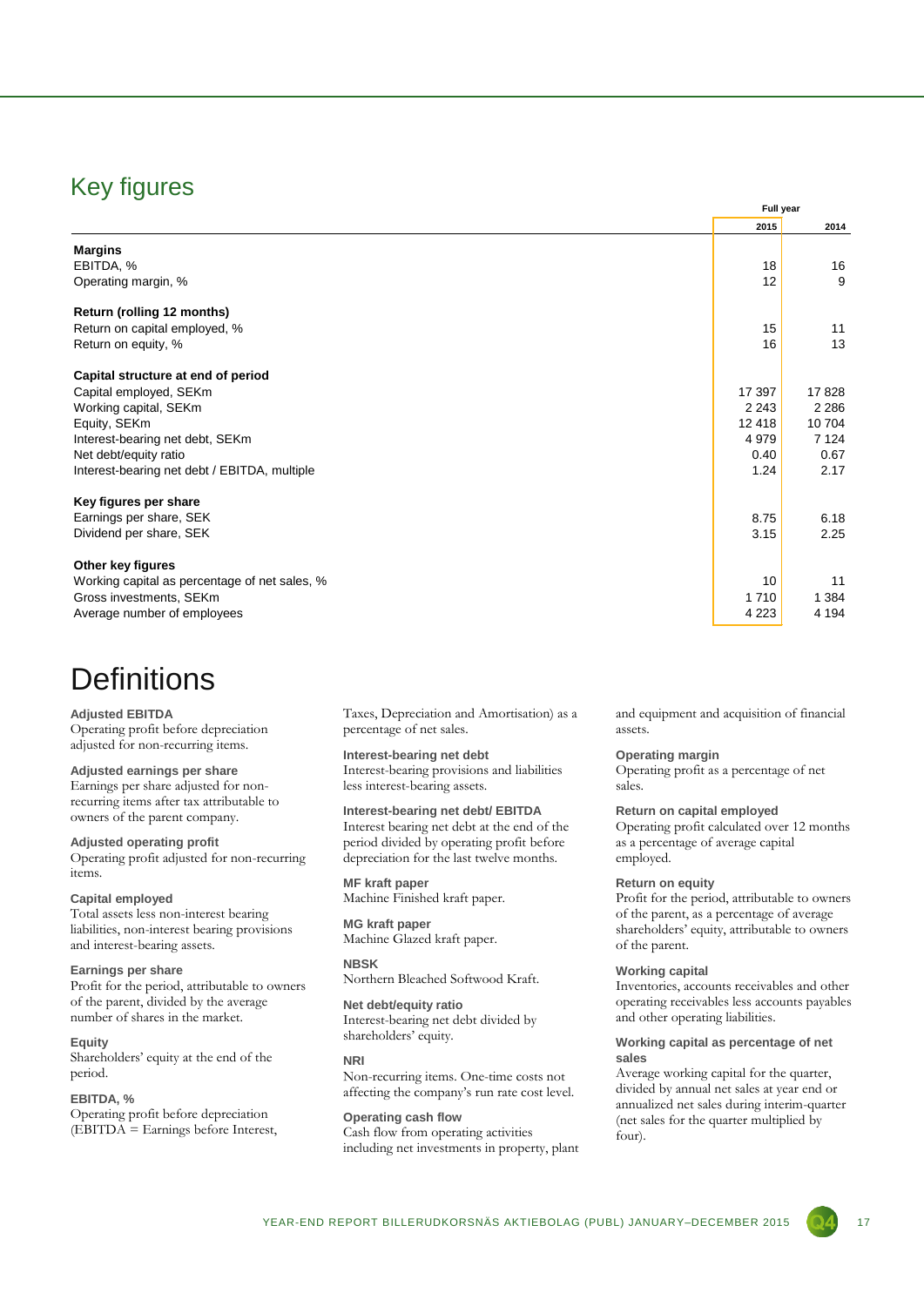## Key figures

| | Full year | |
|---|---|---|
| | 2015 | 2014 |
| **Margins** | | |
| EBITDA, % | 18 | 16 |
| Operating margin, % | 12 | 9 |
| **Return (rolling 12 months)** | | |
| Return on capital employed, % | 15 | 11 |
| Return on equity, % | 16 | 13 |
| **Capital structure at end of period** | | |
| Capital employed, SEKm | 17 397 | 17 828 |
| Working capital, SEKm | 2 243 | 2 286 |
| Equity, SEKm | 12 418 | 10 704 |
| Interest-bearing net debt, SEKm | 4 979 | 7 124 |
| Net debt/equity ratio | 0.40 | 0.67 |
| Interest-bearing net debt / EBITDA, multiple | 1.24 | 2.17 |
| **Key figures per share** | | |
| Earnings per share, SEK | 8.75 | 6.18 |
| Dividend per share, SEK | 3.15 | 2.25 |
| **Other key figures** | | |
| Working capital as percentage of net sales, % | 10 | 11 |
| Gross investments, SEKm | 1 710 | 1 384 |
| Average number of employees | 4 223 | 4 194 |

# Definitions

**Adjusted EBITDA**
Operating profit before depreciation adjusted for non-recurring items.

**Adjusted earnings per share**
Earnings per share adjusted for non-recurring items after tax attributable to owners of the parent company.

**Adjusted operating profit**
Operating profit adjusted for non-recurring items.

**Capital employed**
Total assets less non-interest bearing liabilities, non-interest bearing provisions and interest-bearing assets.

**Earnings per share**
Profit for the period, attributable to owners of the parent, divided by the average number of shares in the market.

**Equity**
Shareholders' equity at the end of the period.

**EBITDA, %**
Operating profit before depreciation (EBITDA = Earnings before Interest, Taxes, Depreciation and Amortisation) as a percentage of net sales.

**Interest-bearing net debt**
Interest-bearing provisions and liabilities less interest-bearing assets.

**Interest-bearing net debt/ EBITDA**
Interest bearing net debt at the end of the period divided by operating profit before depreciation for the last twelve months.

**MF kraft paper**
Machine Finished kraft paper.

**MG kraft paper**
Machine Glazed kraft paper.

**NBSK**
Northern Bleached Softwood Kraft.

**Net debt/equity ratio**
Interest-bearing net debt divided by shareholders' equity.

**NRI**
Non-recurring items. One-time costs not affecting the company's run rate cost level.

**Operating cash flow**
Cash flow from operating activities including net investments in property, plant and equipment and acquisition of financial assets.

**Operating margin**
Operating profit as a percentage of net sales.

**Return on capital employed**
Operating profit calculated over 12 months as a percentage of average capital employed.

**Return on equity**
Profit for the period, attributable to owners of the parent, as a percentage of average shareholders' equity, attributable to owners of the parent.

**Working capital**
Inventories, accounts receivables and other operating receivables less accounts payables and other operating liabilities.

**Working capital as percentage of net sales**
Average working capital for the quarter, divided by annual net sales at year end or annualized net sales during interim-quarter (net sales for the quarter multiplied by four).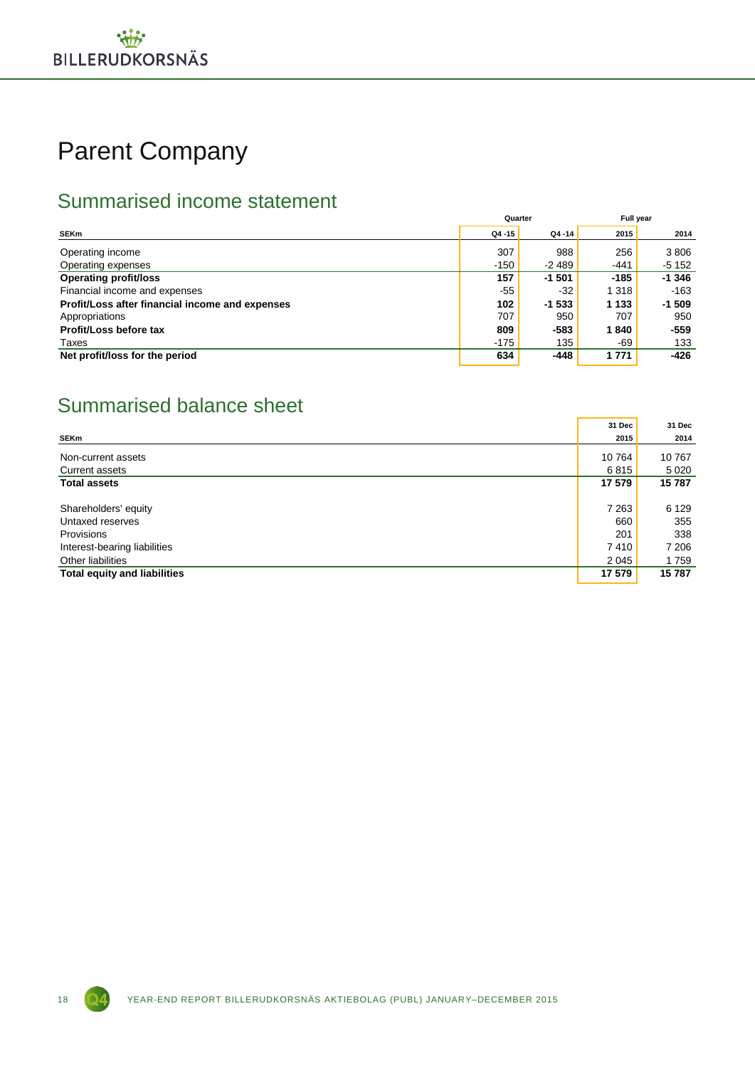# Parent Company

## Summarised income statement

| SEKm | Quarter | | Full year | |
|---|---|---|---|---|
| | Q4 -15 | Q4 -14 | 2015 | 2014 |
| Operating income | 307 | 988 | 256 | 3 806 |
| Operating expenses | -150 | -2 489 | -441 | -5 152 |
| **Operating profit/loss** | **157** | **-1 501** | **-185** | **-1 346** |
| Financial income and expenses | -55 | -32 | 1 318 | -163 |
| **Profit/Loss after financial income and expenses** | **102** | **-1 533** | **1 133** | **-1 509** |
| Appropriations | 707 | 950 | 707 | 950 |
| **Profit/Loss before tax** | **809** | **-583** | **1 840** | **-559** |
| Taxes | -175 | 135 | -69 | 133 |
| **Net profit/loss for the period** | **634** | **-448** | **1 771** | **-426** |

## Summarised balance sheet

| SEKm | 31 Dec 2015 | 31 Dec 2014 |
|---|---|---|
| Non-current assets | 10 764 | 10 767 |
| Current assets | 6 815 | 5 020 |
| **Total assets** | **17 579** | **15 787** |
| | | |
| Shareholders' equity | 7 263 | 6 129 |
| Untaxed reserves | 660 | 355 |
| Provisions | 201 | 338 |
| Interest-bearing liabilities | 7 410 | 7 206 |
| Other liabilities | 2 045 | 1 759 |
| **Total equity and liabilities** | **17 579** | **15 787** |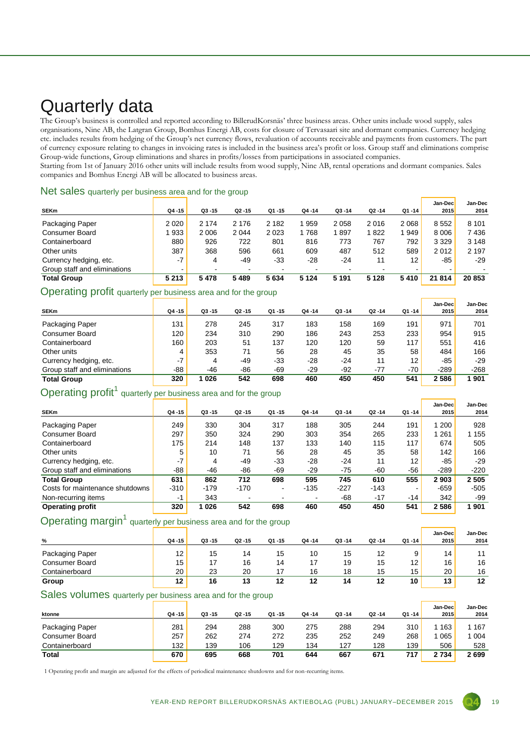# Quarterly data

The Group's business is controlled and reported according to BillerudKorsnäs' three business areas. Other units include wood supply, sales organisations, Nine AB, the Latgran Group, Bomhus Energi AB, costs for closure of Tervasaari site and dormant companies. Currency hedging etc. includes results from hedging of the Group's net currency flows, revaluation of accounts receivable and payments from customers. The part of currency exposure relating to changes in invoicing rates is included in the business area's profit or loss. Group staff and eliminations comprise Group-wide functions, Group eliminations and shares in profits/losses from participations in associated companies.
Starting from 1st of January 2016 other units will include results from wood supply, Nine AB, rental operations and dormant companies. Sales companies and Bomhus Energi AB will be allocated to business areas.

## Net sales quarterly per business area and for the group

| SEKm | Q4 -15 | Q3 -15 | Q2 -15 | Q1 -15 | Q4 -14 | Q3 -14 | Q2 -14 | Q1 -14 | Jan-Dec 2015 | Jan-Dec 2014 |
|---|---|---|---|---|---|---|---|---|---|---|
| Packaging Paper | 2 020 | 2 174 | 2 176 | 2 182 | 1 959 | 2 058 | 2 016 | 2 068 | 8 552 | 8 101 |
| Consumer Board | 1 933 | 2 006 | 2 044 | 2 023 | 1 768 | 1 897 | 1 822 | 1 949 | 8 006 | 7 436 |
| Containerboard | 880 | 926 | 722 | 801 | 816 | 773 | 767 | 792 | 3 329 | 3 148 |
| Other units | 387 | 368 | 596 | 661 | 609 | 487 | 512 | 589 | 2 012 | 2 197 |
| Currency hedging, etc. | -7 | 4 | -49 | -33 | -28 | -24 | 11 | 12 | -85 | -29 |
| Group staff and eliminations | - | - | - | - | - | - | - | - | - | - |
| **Total Group** | **5 213** | **5 478** | **5 489** | **5 634** | **5 124** | **5 191** | **5 128** | **5 410** | **21 814** | **20 853** |

## Operating profit quarterly per business area and for the group

| SEKm | Q4 -15 | Q3 -15 | Q2 -15 | Q1 -15 | Q4 -14 | Q3 -14 | Q2 -14 | Q1 -14 | Jan-Dec 2015 | Jan-Dec 2014 |
|---|---|---|---|---|---|---|---|---|---|---|
| Packaging Paper | 131 | 278 | 245 | 317 | 183 | 158 | 169 | 191 | 971 | 701 |
| Consumer Board | 120 | 234 | 310 | 290 | 186 | 243 | 253 | 233 | 954 | 915 |
| Containerboard | 160 | 203 | 51 | 137 | 120 | 120 | 59 | 117 | 551 | 416 |
| Other units | 4 | 353 | 71 | 56 | 28 | 45 | 35 | 58 | 484 | 166 |
| Currency hedging, etc. | -7 | 4 | -49 | -33 | -28 | -24 | 11 | 12 | -85 | -29 |
| Group staff and eliminations | -88 | -46 | -86 | -69 | -29 | -92 | -77 | -70 | -289 | -268 |
| **Total Group** | **320** | **1 026** | **542** | **698** | **460** | **450** | **450** | **541** | **2 586** | **1 901** |

## Operating profit[1] quarterly per business area and for the group

| SEKm | Q4 -15 | Q3 -15 | Q2 -15 | Q1 -15 | Q4 -14 | Q3 -14 | Q2 -14 | Q1 -14 | Jan-Dec 2015 | Jan-Dec 2014 |
|---|---|---|---|---|---|---|---|---|---|---|
| Packaging Paper | 249 | 330 | 304 | 317 | 188 | 305 | 244 | 191 | 1 200 | 928 |
| Consumer Board | 297 | 350 | 324 | 290 | 303 | 354 | 265 | 233 | 1 261 | 1 155 |
| Containerboard | 175 | 214 | 148 | 137 | 133 | 140 | 115 | 117 | 674 | 505 |
| Other units | 5 | 10 | 71 | 56 | 28 | 45 | 35 | 58 | 142 | 166 |
| Currency hedging, etc. | -7 | 4 | -49 | -33 | -28 | -24 | 11 | 12 | -85 | -29 |
| Group staff and eliminations | -88 | -46 | -86 | -69 | -29 | -75 | -60 | -56 | -289 | -220 |
| **Total Group** | **631** | **862** | **712** | **698** | **595** | **745** | **610** | **555** | **2 903** | **2 505** |
| Costs for maintenance shutdowns | -310 | -179 | -170 | - | -135 | -227 | -143 | - | -659 | -505 |
| Non-recurring items | -1 | 343 | - | - | - | -68 | -17 | -14 | 342 | -99 |
| **Operating profit** | **320** | **1 026** | **542** | **698** | **460** | **450** | **450** | **541** | **2 586** | **1 901** |

## Operating margin[1] quarterly per business area and for the group

| % | Q4 -15 | Q3 -15 | Q2 -15 | Q1 -15 | Q4 -14 | Q3 -14 | Q2 -14 | Q1 -14 | Jan-Dec 2015 | Jan-Dec 2014 |
|---|---|---|---|---|---|---|---|---|---|---|
| Packaging Paper | 12 | 15 | 14 | 15 | 10 | 15 | 12 | 9 | 14 | 11 |
| Consumer Board | 15 | 17 | 16 | 14 | 17 | 19 | 15 | 12 | 16 | 16 |
| Containerboard | 20 | 23 | 20 | 17 | 16 | 18 | 15 | 15 | 20 | 16 |
| **Group** | **12** | **16** | **13** | **12** | **12** | **14** | **12** | **10** | **13** | **12** |

## Sales volumes quarterly per business area and for the group

| ktonne | Q4 -15 | Q3 -15 | Q2 -15 | Q1 -15 | Q4 -14 | Q3 -14 | Q2 -14 | Q1 -14 | Jan-Dec 2015 | Jan-Dec 2014 |
|---|---|---|---|---|---|---|---|---|---|---|
| Packaging Paper | 281 | 294 | 288 | 300 | 275 | 288 | 294 | 310 | 1 163 | 1 167 |
| Consumer Board | 257 | 262 | 274 | 272 | 235 | 252 | 249 | 268 | 1 065 | 1 004 |
| Containerboard | 132 | 139 | 106 | 129 | 134 | 127 | 128 | 139 | 506 | 528 |
| **Total** | **670** | **695** | **668** | **701** | **644** | **667** | **671** | **717** | **2 734** | **2 699** |

1 Operating profit and margin are adjusted for the effects of periodical maintenance shutdowns and for non-recurring items.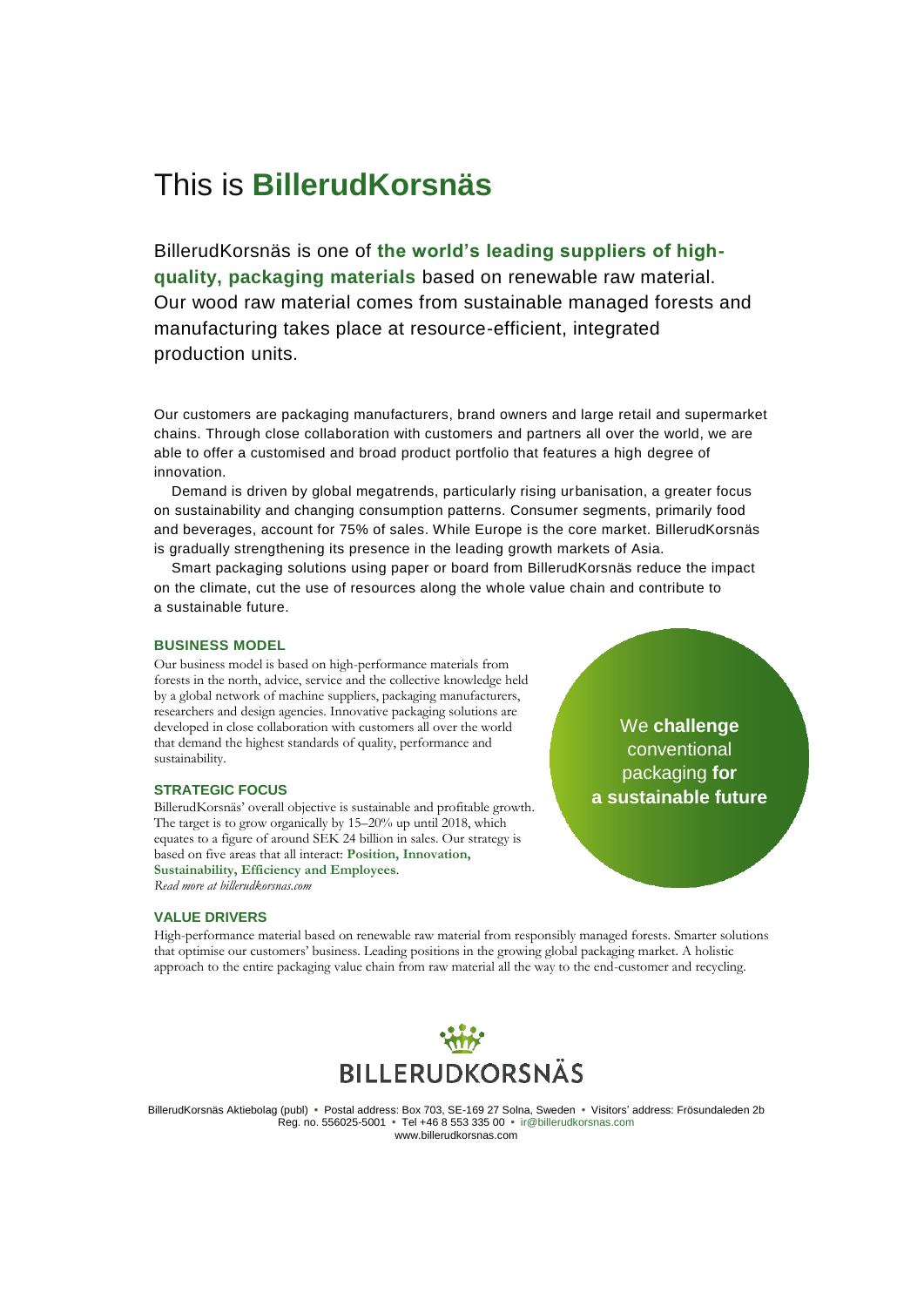# This is **BillerudKorsnäs**

BillerudKorsnäs is one of **the world's leading suppliers of high-quality, packaging materials** based on renewable raw material. Our wood raw material comes from sustainable managed forests and manufacturing takes place at resource-efficient, integrated production units.

Our customers are packaging manufacturers, brand owners and large retail and supermarket chains. Through close collaboration with customers and partners all over the world, we are able to offer a customised and broad product portfolio that features a high degree of innovation.

Demand is driven by global megatrends, particularly rising urbanisation, a greater focus on sustainability and changing consumption patterns. Consumer segments, primarily food and beverages, account for 75% of sales. While Europe is the core market. BillerudKorsnäs is gradually strengthening its presence in the leading growth markets of Asia.

Smart packaging solutions using paper or board from BillerudKorsnäs reduce the impact on the climate, cut the use of resources along the whole value chain and contribute to a sustainable future.

### BUSINESS MODEL

Our business model is based on high-performance materials from forests in the north, advice, service and the collective knowledge held by a global network of machine suppliers, packaging manufacturers, researchers and design agencies. Innovative packaging solutions are developed in close collaboration with customers all over the world that demand the highest standards of quality, performance and sustainability.

### STRATEGIC FOCUS

BillerudKorsnäs' overall objective is sustainable and profitable growth. The target is to grow organically by 15–20% up until 2018, which equates to a figure of around SEK 24 billion in sales. Our strategy is based on five areas that all interact: **Position, Innovation, Sustainability, Efficiency and Employees**.
*Read more at billerudkorsnas.com*

We **challenge** conventional packaging **for a sustainable future**

### VALUE DRIVERS

High-performance material based on renewable raw material from responsibly managed forests. Smarter solutions that optimise our customers' business. Leading positions in the growing global packaging market. A holistic approach to the entire packaging value chain from raw material all the way to the end-customer and recycling.

BILLERUDKORSNÄS

BillerudKorsnäs Aktiebolag (publ) • Postal address: Box 703, SE-169 27 Solna, Sweden • Visitors' address: Frösundaleden 2b
Reg. no. 556025-5001 • Tel +46 8 553 335 00 • ir@billerudkorsnas.com
www.billerudkorsnas.com